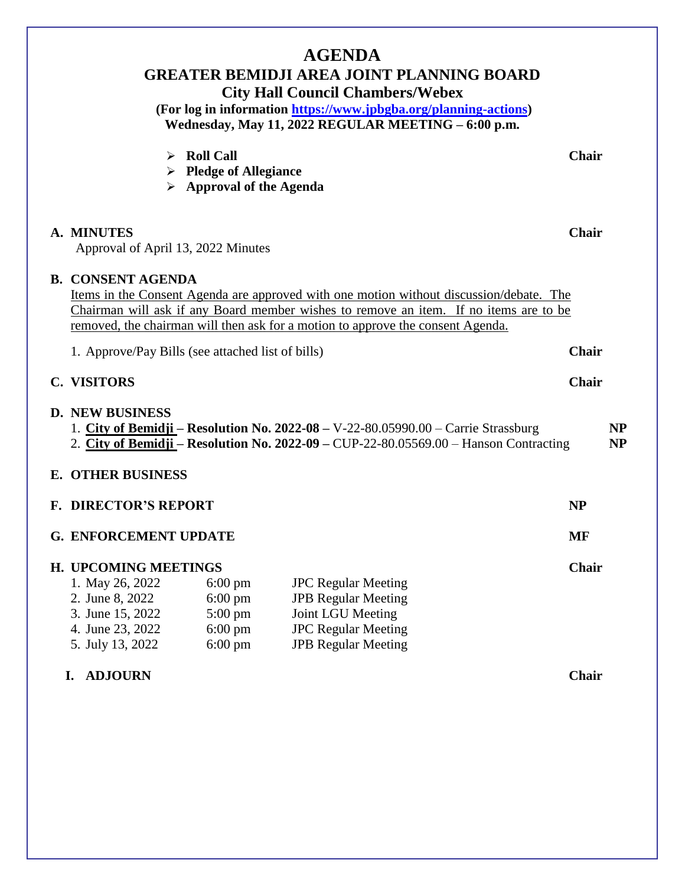# AGENDA

## GREATER BEMIDJI AREA JOINT PLANNING BOARD

**City Hall Council Chambers/Webex**

**(For log in information https://www.jpbgba.org/planning-actions)**

**Wednesday, May 11, 2022 REGULAR MEETING – 6:00 p.m.**

- **Roll Call** — **Chair**
- **Pledge of Allegiance**
- **Approval of the Agenda**

**A. MINUTES** — **Chair**

Approval of April 13, 2022 Minutes

**B. CONSENT AGENDA**

Items in the Consent Agenda are approved with one motion without discussion/debate. The Chairman will ask if any Board member wishes to remove an item. If no items are to be removed, the chairman will then ask for a motion to approve the consent Agenda.

1. Approve/Pay Bills (see attached list of bills) — **Chair**

**C. VISITORS** — **Chair**

**D. NEW BUSINESS**

1. **City of Bemidji – Resolution No. 2022-08 –** V-22-80.05990.00 – Carrie Strassburg — **NP**
2. **City of Bemidji – Resolution No. 2022-09 –** CUP-22-80.05569.00 – Hanson Contracting — **NP**

**E. OTHER BUSINESS**

**F. DIRECTOR'S REPORT** — **NP**

**G. ENFORCEMENT UPDATE** — **MF**

**H. UPCOMING MEETINGS** — **Chair**

1. May 26, 2022 — 6:00 pm — JPC Regular Meeting
2. June 8, 2022 — 6:00 pm — JPB Regular Meeting
3. June 15, 2022 — 5:00 pm — Joint LGU Meeting
4. June 23, 2022 — 6:00 pm — JPC Regular Meeting
5. July 13, 2022 — 6:00 pm — JPB Regular Meeting

**I. ADJOURN** — **Chair**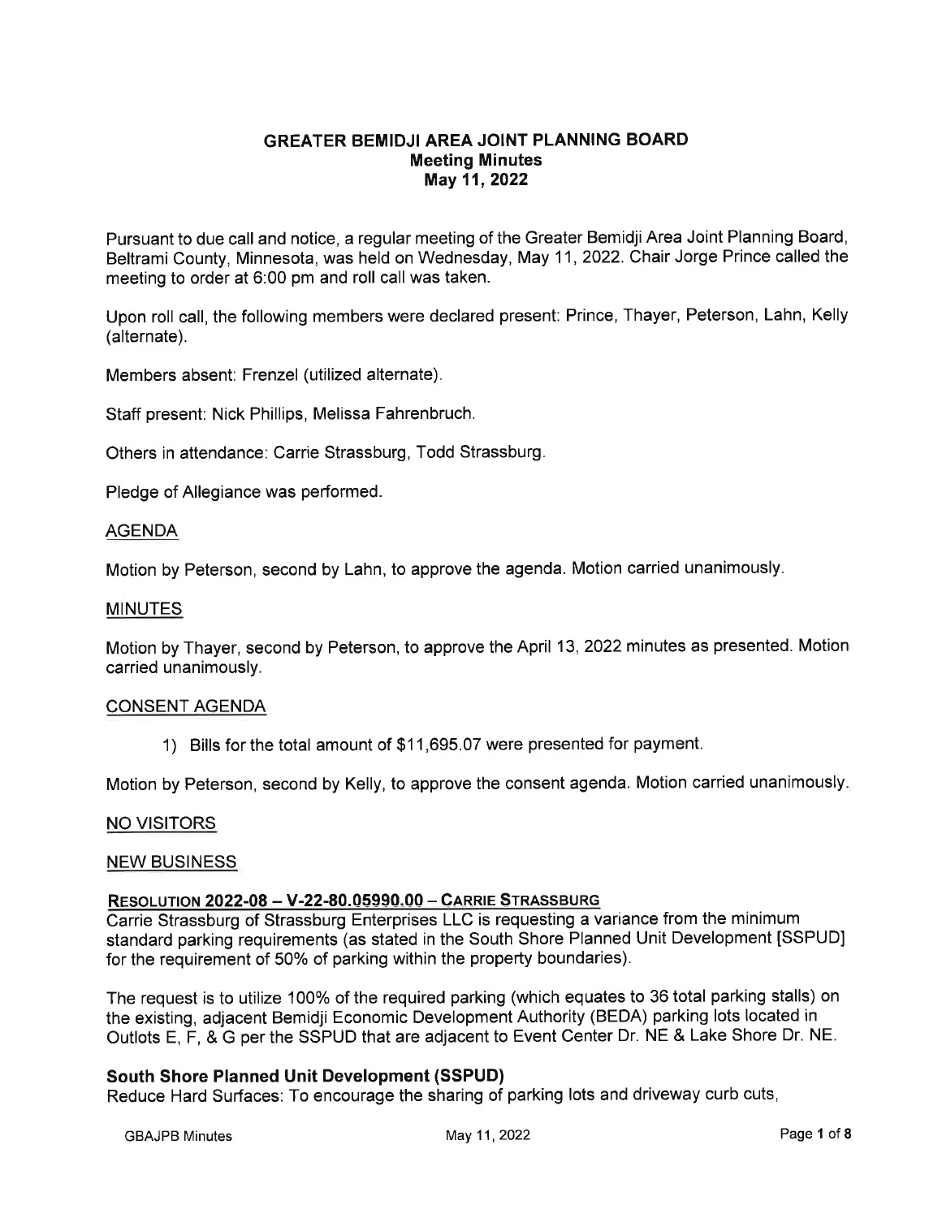# GREATER BEMIDJI AREA JOINT PLANNING BOARD
## Meeting Minutes
## May 11, 2022

Pursuant to due call and notice, a regular meeting of the Greater Bemidji Area Joint Planning Board, Beltrami County, Minnesota, was held on Wednesday, May 11, 2022. Chair Jorge Prince called the meeting to order at 6:00 pm and roll call was taken.

Upon roll call, the following members were declared present: Prince, Thayer, Peterson, Lahn, Kelly (alternate).

Members absent: Frenzel (utilized alternate).

Staff present: Nick Phillips, Melissa Fahrenbruch.

Others in attendance: Carrie Strassburg, Todd Strassburg.

Pledge of Allegiance was performed.

### AGENDA

Motion by Peterson, second by Lahn, to approve the agenda. Motion carried unanimously.

### MINUTES

Motion by Thayer, second by Peterson, to approve the April 13, 2022 minutes as presented. Motion carried unanimously.

### CONSENT AGENDA

1) Bills for the total amount of $11,695.07 were presented for payment.

Motion by Peterson, second by Kelly, to approve the consent agenda. Motion carried unanimously.

### NO VISITORS

### NEW BUSINESS

#### RESOLUTION 2022-08 – V-22-80.05990.00 – CARRIE STRASSBURG

Carrie Strassburg of Strassburg Enterprises LLC is requesting a variance from the minimum standard parking requirements (as stated in the South Shore Planned Unit Development [SSPUD] for the requirement of 50% of parking within the property boundaries).

The request is to utilize 100% of the required parking (which equates to 36 total parking stalls) on the existing, adjacent Bemidji Economic Development Authority (BEDA) parking lots located in Outlots E, F, & G per the SSPUD that are adjacent to Event Center Dr. NE & Lake Shore Dr. NE.

#### South Shore Planned Unit Development (SSPUD)

Reduce Hard Surfaces: To encourage the sharing of parking lots and driveway curb cuts,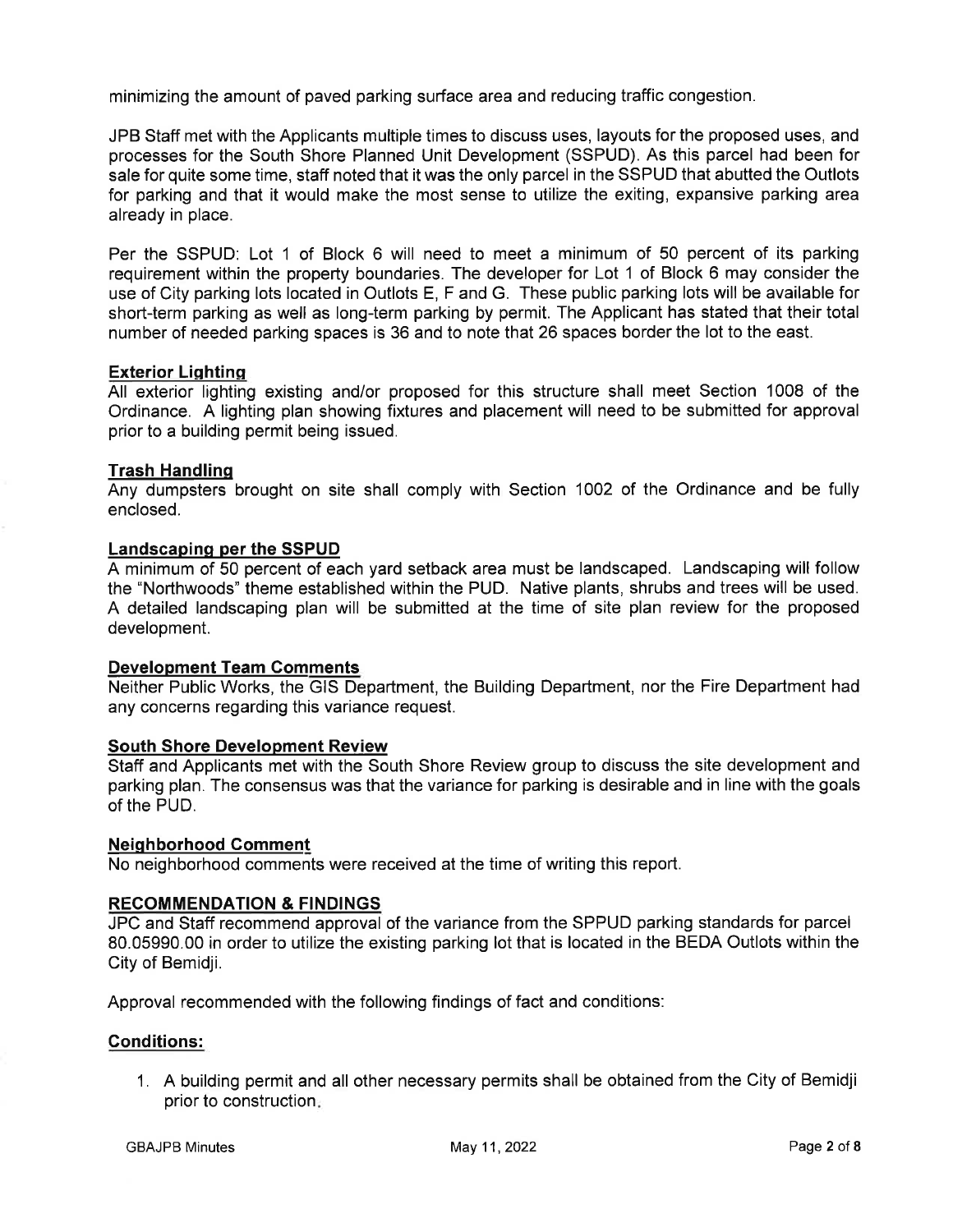minimizing the amount of paved parking surface area and reducing traffic congestion.

JPB Staff met with the Applicants multiple times to discuss uses, layouts for the proposed uses, and processes for the South Shore Planned Unit Development (SSPUD). As this parcel had been for sale for quite some time, staff noted that it was the only parcel in the SSPUD that abutted the Outlots for parking and that it would make the most sense to utilize the exiting, expansive parking area already in place.

Per the SSPUD: Lot 1 of Block 6 will need to meet a minimum of 50 percent of its parking requirement within the property boundaries. The developer for Lot 1 of Block 6 may consider the use of City parking lots located in Outlots E, F and G. These public parking lots will be available for short-term parking as well as long-term parking by permit. The Applicant has stated that their total number of needed parking spaces is 36 and to note that 26 spaces border the lot to the east.

**Exterior Lighting**

All exterior lighting existing and/or proposed for this structure shall meet Section 1008 of the Ordinance. A lighting plan showing fixtures and placement will need to be submitted for approval prior to a building permit being issued.

**Trash Handling**

Any dumpsters brought on site shall comply with Section 1002 of the Ordinance and be fully enclosed.

**Landscaping per the SSPUD**

A minimum of 50 percent of each yard setback area must be landscaped. Landscaping will follow the "Northwoods" theme established within the PUD. Native plants, shrubs and trees will be used. A detailed landscaping plan will be submitted at the time of site plan review for the proposed development.

**Development Team Comments**

Neither Public Works, the GIS Department, the Building Department, nor the Fire Department had any concerns regarding this variance request.

**South Shore Development Review**

Staff and Applicants met with the South Shore Review group to discuss the site development and parking plan. The consensus was that the variance for parking is desirable and in line with the goals of the PUD.

**Neighborhood Comment**

No neighborhood comments were received at the time of writing this report.

**RECOMMENDATION & FINDINGS**

JPC and Staff recommend approval of the variance from the SPPUD parking standards for parcel 80.05990.00 in order to utilize the existing parking lot that is located in the BEDA Outlots within the City of Bemidji.

Approval recommended with the following findings of fact and conditions:

**Conditions:**

1. A building permit and all other necessary permits shall be obtained from the City of Bemidji prior to construction.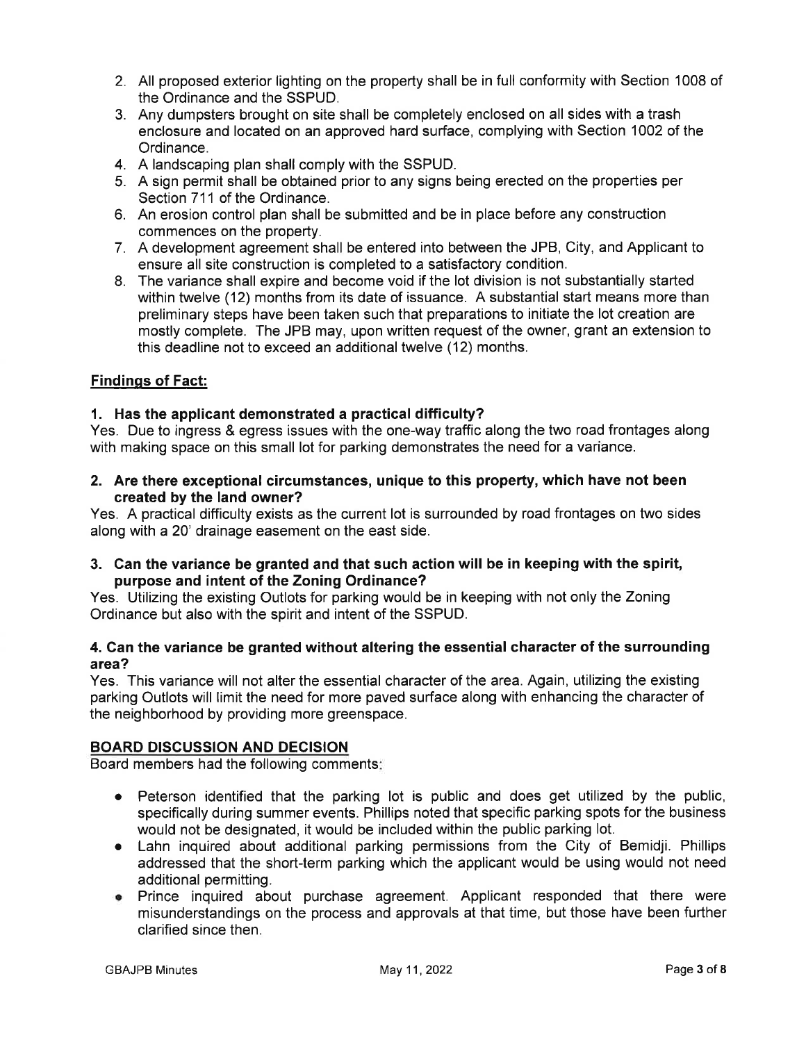2. All proposed exterior lighting on the property shall be in full conformity with Section 1008 of the Ordinance and the SSPUD.
3. Any dumpsters brought on site shall be completely enclosed on all sides with a trash enclosure and located on an approved hard surface, complying with Section 1002 of the Ordinance.
4. A landscaping plan shall comply with the SSPUD.
5. A sign permit shall be obtained prior to any signs being erected on the properties per Section 711 of the Ordinance.
6. An erosion control plan shall be submitted and be in place before any construction commences on the property.
7. A development agreement shall be entered into between the JPB, City, and Applicant to ensure all site construction is completed to a satisfactory condition.
8. The variance shall expire and become void if the lot division is not substantially started within twelve (12) months from its date of issuance. A substantial start means more than preliminary steps have been taken such that preparations to initiate the lot creation are mostly complete. The JPB may, upon written request of the owner, grant an extension to this deadline not to exceed an additional twelve (12) months.

**Findings of Fact:**

**1. Has the applicant demonstrated a practical difficulty?**
Yes. Due to ingress & egress issues with the one-way traffic along the two road frontages along with making space on this small lot for parking demonstrates the need for a variance.

**2. Are there exceptional circumstances, unique to this property, which have not been created by the land owner?**
Yes. A practical difficulty exists as the current lot is surrounded by road frontages on two sides along with a 20' drainage easement on the east side.

**3. Can the variance be granted and that such action will be in keeping with the spirit, purpose and intent of the Zoning Ordinance?**
Yes. Utilizing the existing Outlots for parking would be in keeping with not only the Zoning Ordinance but also with the spirit and intent of the SSPUD.

**4. Can the variance be granted without altering the essential character of the surrounding area?**
Yes. This variance will not alter the essential character of the area. Again, utilizing the existing parking Outlots will limit the need for more paved surface along with enhancing the character of the neighborhood by providing more greenspace.

**BOARD DISCUSSION AND DECISION**

Board members had the following comments:

- Peterson identified that the parking lot is public and does get utilized by the public, specifically during summer events. Phillips noted that specific parking spots for the business would not be designated, it would be included within the public parking lot.
- Lahn inquired about additional parking permissions from the City of Bemidji. Phillips addressed that the short-term parking which the applicant would be using would not need additional permitting.
- Prince inquired about purchase agreement. Applicant responded that there were misunderstandings on the process and approvals at that time, but those have been further clarified since then.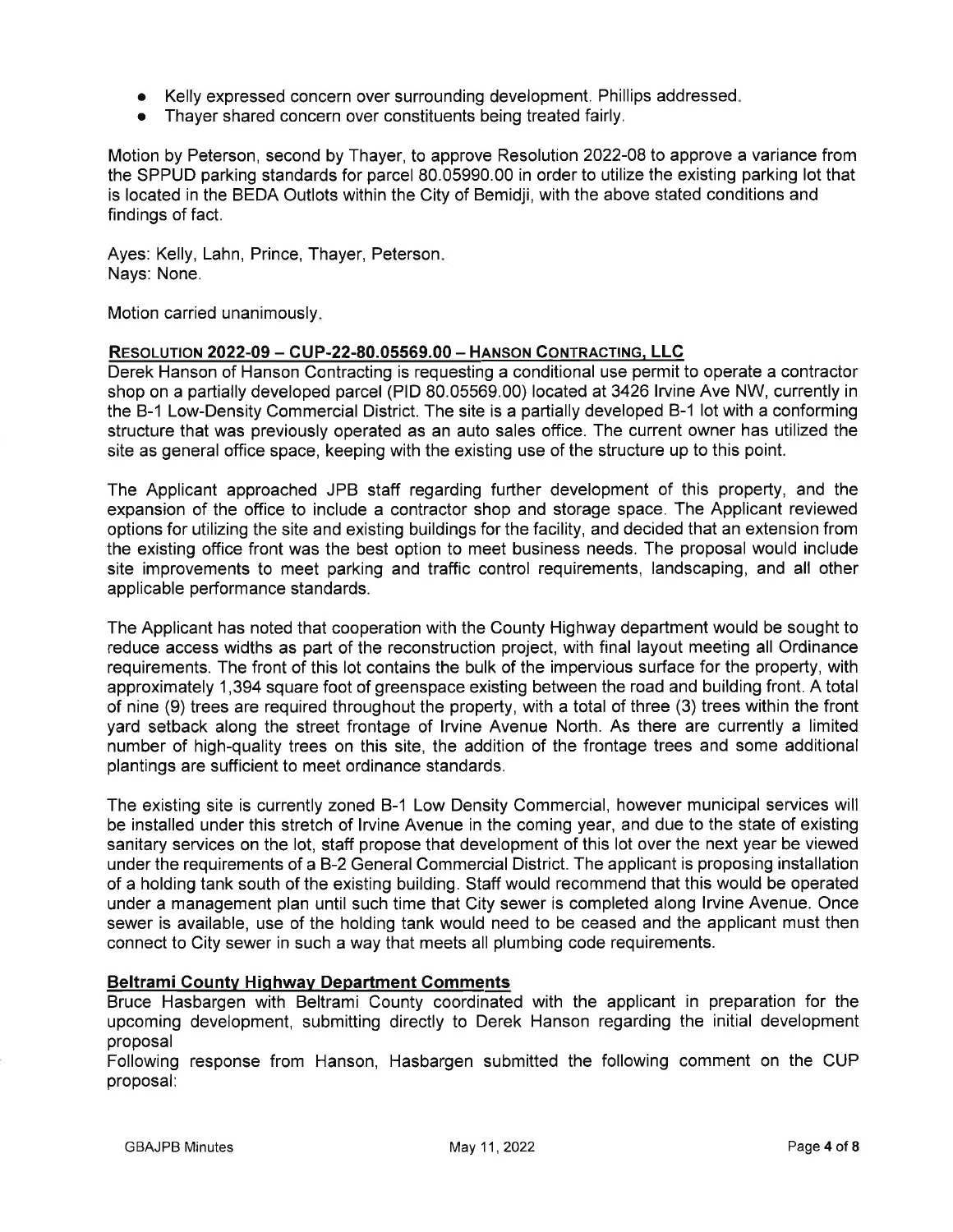- Kelly expressed concern over surrounding development. Phillips addressed.
- Thayer shared concern over constituents being treated fairly.

Motion by Peterson, second by Thayer, to approve Resolution 2022-08 to approve a variance from the SPPUD parking standards for parcel 80.05990.00 in order to utilize the existing parking lot that is located in the BEDA Outlots within the City of Bemidji, with the above stated conditions and findings of fact.

Ayes: Kelly, Lahn, Prince, Thayer, Peterson.
Nays: None.

Motion carried unanimously.

**RESOLUTION 2022-09 – CUP-22-80.05569.00 – HANSON CONTRACTING, LLC**

Derek Hanson of Hanson Contracting is requesting a conditional use permit to operate a contractor shop on a partially developed parcel (PID 80.05569.00) located at 3426 Irvine Ave NW, currently in the B-1 Low-Density Commercial District. The site is a partially developed B-1 lot with a conforming structure that was previously operated as an auto sales office. The current owner has utilized the site as general office space, keeping with the existing use of the structure up to this point.

The Applicant approached JPB staff regarding further development of this property, and the expansion of the office to include a contractor shop and storage space. The Applicant reviewed options for utilizing the site and existing buildings for the facility, and decided that an extension from the existing office front was the best option to meet business needs. The proposal would include site improvements to meet parking and traffic control requirements, landscaping, and all other applicable performance standards.

The Applicant has noted that cooperation with the County Highway department would be sought to reduce access widths as part of the reconstruction project, with final layout meeting all Ordinance requirements. The front of this lot contains the bulk of the impervious surface for the property, with approximately 1,394 square foot of greenspace existing between the road and building front. A total of nine (9) trees are required throughout the property, with a total of three (3) trees within the front yard setback along the street frontage of Irvine Avenue North. As there are currently a limited number of high-quality trees on this site, the addition of the frontage trees and some additional plantings are sufficient to meet ordinance standards.

The existing site is currently zoned B-1 Low Density Commercial, however municipal services will be installed under this stretch of Irvine Avenue in the coming year, and due to the state of existing sanitary services on the lot, staff propose that development of this lot over the next year be viewed under the requirements of a B-2 General Commercial District. The applicant is proposing installation of a holding tank south of the existing building. Staff would recommend that this would be operated under a management plan until such time that City sewer is completed along Irvine Avenue. Once sewer is available, use of the holding tank would need to be ceased and the applicant must then connect to City sewer in such a way that meets all plumbing code requirements.

**Beltrami County Highway Department Comments**

Bruce Hasbargen with Beltrami County coordinated with the applicant in preparation for the upcoming development, submitting directly to Derek Hanson regarding the initial development proposal

Following response from Hanson, Hasbargen submitted the following comment on the CUP proposal: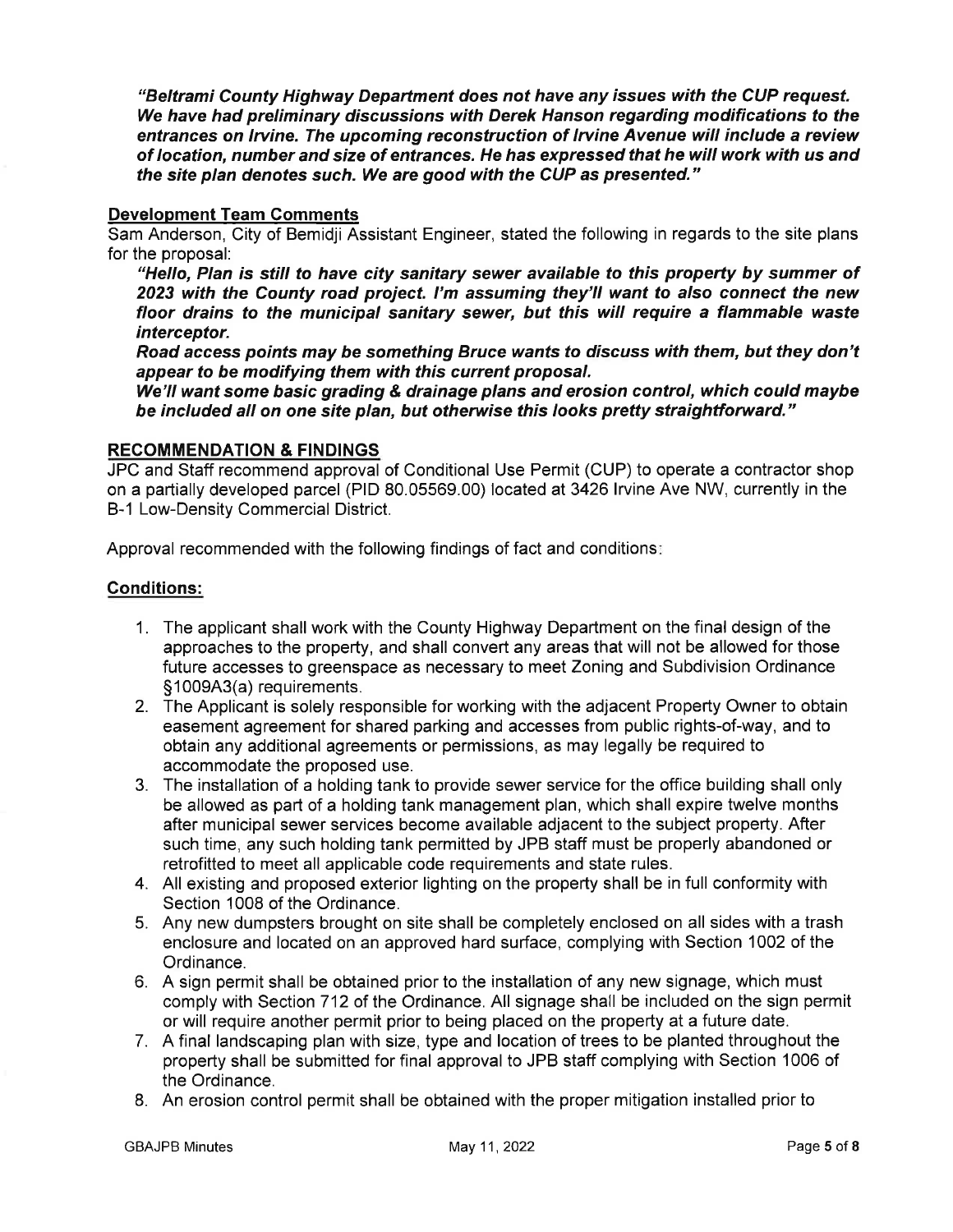***"Beltrami County Highway Department does not have any issues with the CUP request. We have had preliminary discussions with Derek Hanson regarding modifications to the entrances on Irvine. The upcoming reconstruction of Irvine Avenue will include a review of location, number and size of entrances. He has expressed that he will work with us and the site plan denotes such. We are good with the CUP as presented."***

**Development Team Comments**

Sam Anderson, City of Bemidji Assistant Engineer, stated the following in regards to the site plans for the proposal:

***"Hello, Plan is still to have city sanitary sewer available to this property by summer of 2023 with the County road project. I'm assuming they'll want to also connect the new floor drains to the municipal sanitary sewer, but this will require a flammable waste interceptor.***

***Road access points may be something Bruce wants to discuss with them, but they don't appear to be modifying them with this current proposal.***

***We'll want some basic grading & drainage plans and erosion control, which could maybe be included all on one site plan, but otherwise this looks pretty straightforward."***

**RECOMMENDATION & FINDINGS**

JPC and Staff recommend approval of Conditional Use Permit (CUP) to operate a contractor shop on a partially developed parcel (PID 80.05569.00) located at 3426 Irvine Ave NW, currently in the B-1 Low-Density Commercial District.

Approval recommended with the following findings of fact and conditions:

**Conditions:**

1. The applicant shall work with the County Highway Department on the final design of the approaches to the property, and shall convert any areas that will not be allowed for those future accesses to greenspace as necessary to meet Zoning and Subdivision Ordinance §1009A3(a) requirements.
2. The Applicant is solely responsible for working with the adjacent Property Owner to obtain easement agreement for shared parking and accesses from public rights-of-way, and to obtain any additional agreements or permissions, as may legally be required to accommodate the proposed use.
3. The installation of a holding tank to provide sewer service for the office building shall only be allowed as part of a holding tank management plan, which shall expire twelve months after municipal sewer services become available adjacent to the subject property. After such time, any such holding tank permitted by JPB staff must be properly abandoned or retrofitted to meet all applicable code requirements and state rules.
4. All existing and proposed exterior lighting on the property shall be in full conformity with Section 1008 of the Ordinance.
5. Any new dumpsters brought on site shall be completely enclosed on all sides with a trash enclosure and located on an approved hard surface, complying with Section 1002 of the Ordinance.
6. A sign permit shall be obtained prior to the installation of any new signage, which must comply with Section 712 of the Ordinance. All signage shall be included on the sign permit or will require another permit prior to being placed on the property at a future date.
7. A final landscaping plan with size, type and location of trees to be planted throughout the property shall be submitted for final approval to JPB staff complying with Section 1006 of the Ordinance.
8. An erosion control permit shall be obtained with the proper mitigation installed prior to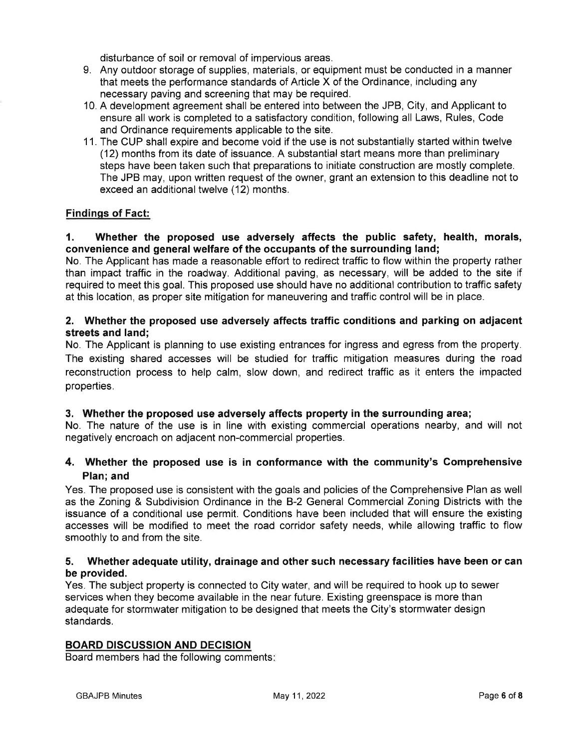disturbance of soil or removal of impervious areas.

9. Any outdoor storage of supplies, materials, or equipment must be conducted in a manner that meets the performance standards of Article X of the Ordinance, including any necessary paving and screening that may be required.
10. A development agreement shall be entered into between the JPB, City, and Applicant to ensure all work is completed to a satisfactory condition, following all Laws, Rules, Code and Ordinance requirements applicable to the site.
11. The CUP shall expire and become void if the use is not substantially started within twelve (12) months from its date of issuance. A substantial start means more than preliminary steps have been taken such that preparations to initiate construction are mostly complete. The JPB may, upon written request of the owner, grant an extension to this deadline not to exceed an additional twelve (12) months.

**Findings of Fact:**

**1. Whether the proposed use adversely affects the public safety, health, morals, convenience and general welfare of the occupants of the surrounding land;**

No. The Applicant has made a reasonable effort to redirect traffic to flow within the property rather than impact traffic in the roadway. Additional paving, as necessary, will be added to the site if required to meet this goal. This proposed use should have no additional contribution to traffic safety at this location, as proper site mitigation for maneuvering and traffic control will be in place.

**2. Whether the proposed use adversely affects traffic conditions and parking on adjacent streets and land;**

No. The Applicant is planning to use existing entrances for ingress and egress from the property. The existing shared accesses will be studied for traffic mitigation measures during the road reconstruction process to help calm, slow down, and redirect traffic as it enters the impacted properties.

**3. Whether the proposed use adversely affects property in the surrounding area;**

No. The nature of the use is in line with existing commercial operations nearby, and will not negatively encroach on adjacent non-commercial properties.

**4. Whether the proposed use is in conformance with the community's Comprehensive Plan; and**

Yes. The proposed use is consistent with the goals and policies of the Comprehensive Plan as well as the Zoning & Subdivision Ordinance in the B-2 General Commercial Zoning Districts with the issuance of a conditional use permit. Conditions have been included that will ensure the existing accesses will be modified to meet the road corridor safety needs, while allowing traffic to flow smoothly to and from the site.

**5. Whether adequate utility, drainage and other such necessary facilities have been or can be provided.**

Yes. The subject property is connected to City water, and will be required to hook up to sewer services when they become available in the near future. Existing greenspace is more than adequate for stormwater mitigation to be designed that meets the City's stormwater design standards.

**BOARD DISCUSSION AND DECISION**

Board members had the following comments: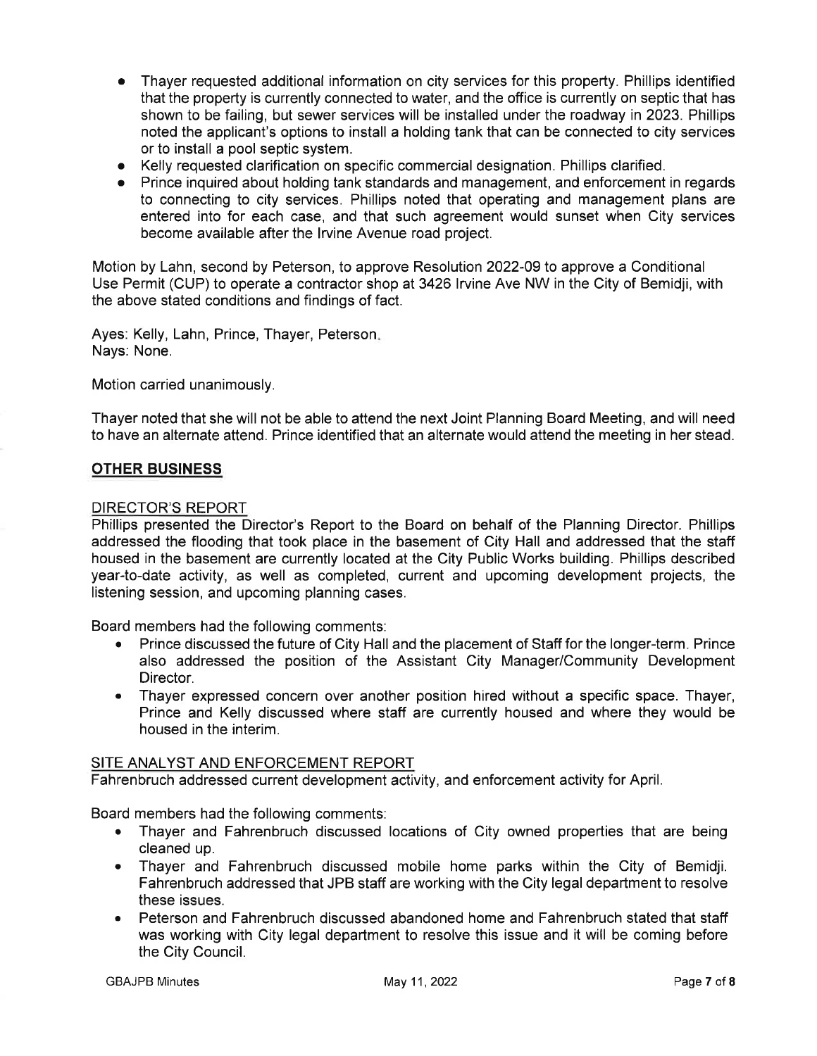- Thayer requested additional information on city services for this property. Phillips identified that the property is currently connected to water, and the office is currently on septic that has shown to be failing, but sewer services will be installed under the roadway in 2023. Phillips noted the applicant's options to install a holding tank that can be connected to city services or to install a pool septic system.
- Kelly requested clarification on specific commercial designation. Phillips clarified.
- Prince inquired about holding tank standards and management, and enforcement in regards to connecting to city services. Phillips noted that operating and management plans are entered into for each case, and that such agreement would sunset when City services become available after the Irvine Avenue road project.

Motion by Lahn, second by Peterson, to approve Resolution 2022-09 to approve a Conditional Use Permit (CUP) to operate a contractor shop at 3426 Irvine Ave NW in the City of Bemidji, with the above stated conditions and findings of fact.

Ayes: Kelly, Lahn, Prince, Thayer, Peterson.
Nays: None.

Motion carried unanimously.

Thayer noted that she will not be able to attend the next Joint Planning Board Meeting, and will need to have an alternate attend. Prince identified that an alternate would attend the meeting in her stead.

## OTHER BUSINESS

### DIRECTOR'S REPORT

Phillips presented the Director's Report to the Board on behalf of the Planning Director. Phillips addressed the flooding that took place in the basement of City Hall and addressed that the staff housed in the basement are currently located at the City Public Works building. Phillips described year-to-date activity, as well as completed, current and upcoming development projects, the listening session, and upcoming planning cases.

Board members had the following comments:

- Prince discussed the future of City Hall and the placement of Staff for the longer-term. Prince also addressed the position of the Assistant City Manager/Community Development Director.
- Thayer expressed concern over another position hired without a specific space. Thayer, Prince and Kelly discussed where staff are currently housed and where they would be housed in the interim.

### SITE ANALYST AND ENFORCEMENT REPORT

Fahrenbruch addressed current development activity, and enforcement activity for April.

Board members had the following comments:

- Thayer and Fahrenbruch discussed locations of City owned properties that are being cleaned up.
- Thayer and Fahrenbruch discussed mobile home parks within the City of Bemidji. Fahrenbruch addressed that JPB staff are working with the City legal department to resolve these issues.
- Peterson and Fahrenbruch discussed abandoned home and Fahrenbruch stated that staff was working with City legal department to resolve this issue and it will be coming before the City Council.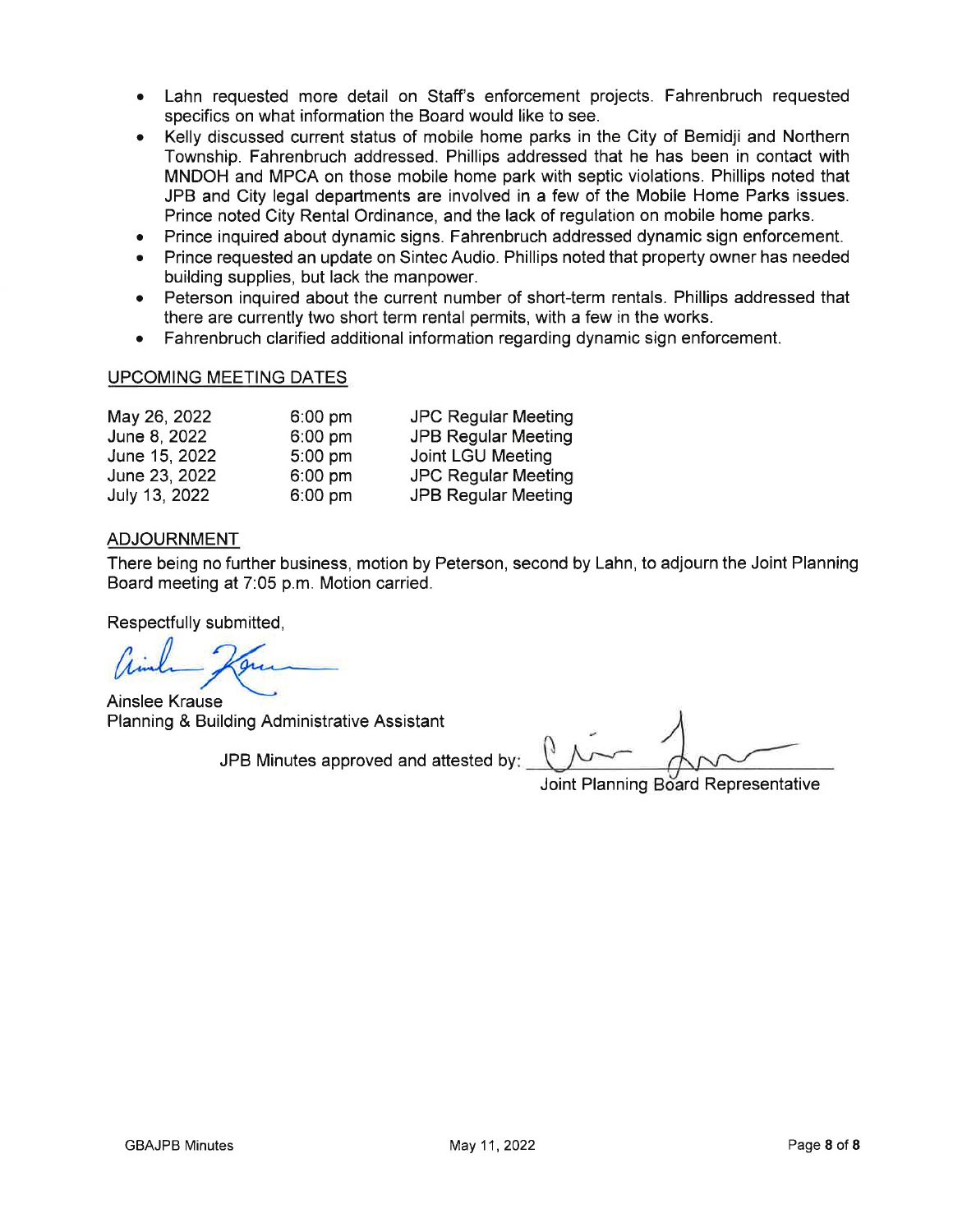- Lahn requested more detail on Staff's enforcement projects. Fahrenbruch requested specifics on what information the Board would like to see.
- Kelly discussed current status of mobile home parks in the City of Bemidji and Northern Township. Fahrenbruch addressed. Phillips addressed that he has been in contact with MNDOH and MPCA on those mobile home park with septic violations. Phillips noted that JPB and City legal departments are involved in a few of the Mobile Home Parks issues. Prince noted City Rental Ordinance, and the lack of regulation on mobile home parks.
- Prince inquired about dynamic signs. Fahrenbruch addressed dynamic sign enforcement.
- Prince requested an update on Sintec Audio. Phillips noted that property owner has needed building supplies, but lack the manpower.
- Peterson inquired about the current number of short-term rentals. Phillips addressed that there are currently two short term rental permits, with a few in the works.
- Fahrenbruch clarified additional information regarding dynamic sign enforcement.

## UPCOMING MEETING DATES

| | | |
|---|---|---|
| May 26, 2022 | 6:00 pm | JPC Regular Meeting |
| June 8, 2022 | 6:00 pm | JPB Regular Meeting |
| June 15, 2022 | 5:00 pm | Joint LGU Meeting |
| June 23, 2022 | 6:00 pm | JPC Regular Meeting |
| July 13, 2022 | 6:00 pm | JPB Regular Meeting |

## ADJOURNMENT

There being no further business, motion by Peterson, second by Lahn, to adjourn the Joint Planning Board meeting at 7:05 p.m. Motion carried.

Respectfully submitted,

Ainslee Krause
Planning & Building Administrative Assistant

JPB Minutes approved and attested by: ______________________
Joint Planning Board Representative